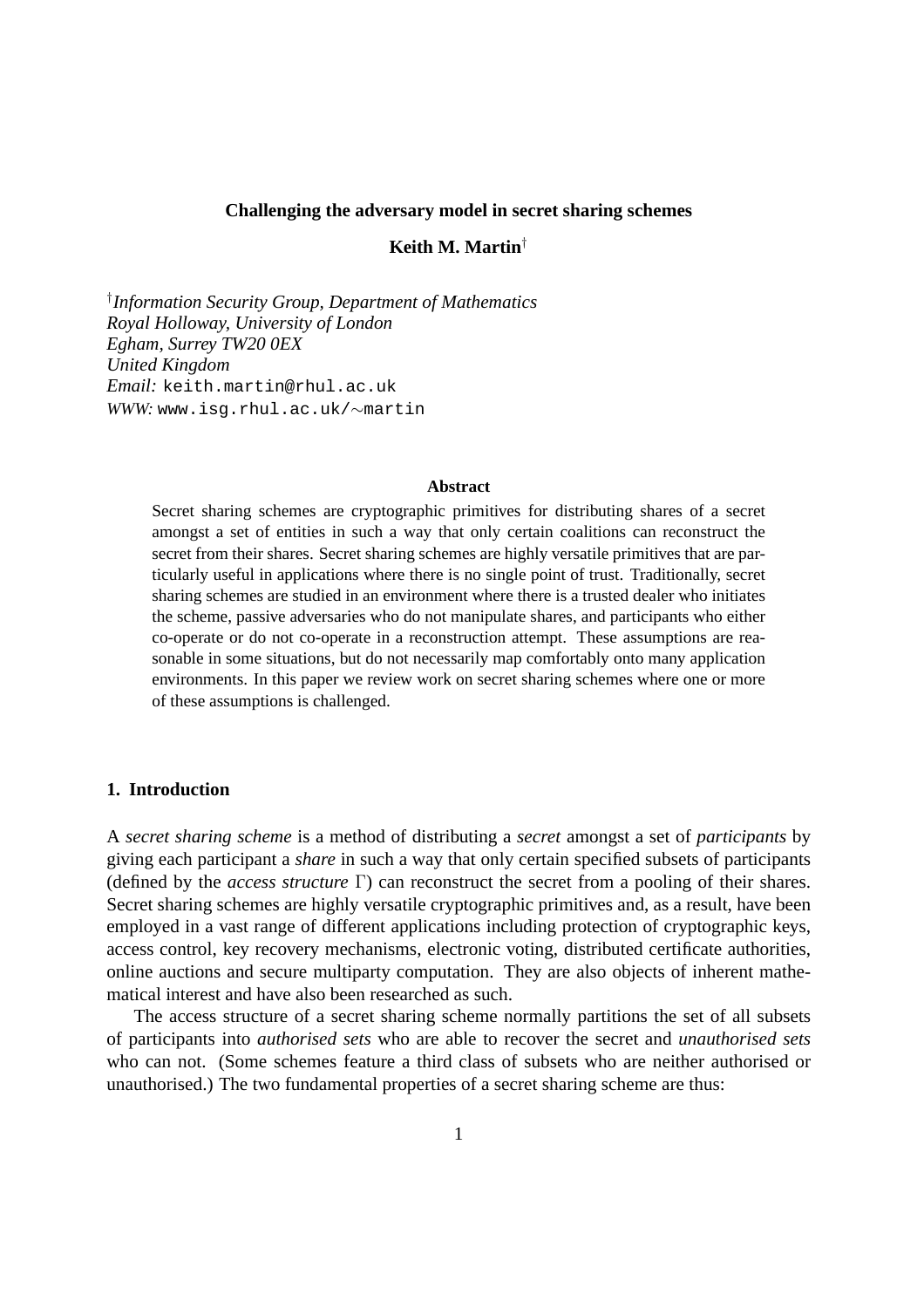# Challenging the adversary model in secret sharing schemes

**Keith M. Martin**[†]

[†]*Information Security Group, Department of Mathematics*
*Royal Holloway, University of London*
*Egham, Surrey TW20 0EX*
*United Kingdom*
*Email:* keith.martin@rhul.ac.uk
*WWW:* www.isg.rhul.ac.uk/∼martin

## Abstract

Secret sharing schemes are cryptographic primitives for distributing shares of a secret amongst a set of entities in such a way that only certain coalitions can reconstruct the secret from their shares. Secret sharing schemes are highly versatile primitives that are particularly useful in applications where there is no single point of trust. Traditionally, secret sharing schemes are studied in an environment where there is a trusted dealer who initiates the scheme, passive adversaries who do not manipulate shares, and participants who either co-operate or do not co-operate in a reconstruction attempt. These assumptions are reasonable in some situations, but do not necessarily map comfortably onto many application environments. In this paper we review work on secret sharing schemes where one or more of these assumptions is challenged.

## 1. Introduction

A *secret sharing scheme* is a method of distributing a *secret* amongst a set of *participants* by giving each participant a *share* in such a way that only certain specified subsets of participants (defined by the *access structure* $\Gamma$) can reconstruct the secret from a pooling of their shares. Secret sharing schemes are highly versatile cryptographic primitives and, as a result, have been employed in a vast range of different applications including protection of cryptographic keys, access control, key recovery mechanisms, electronic voting, distributed certificate authorities, online auctions and secure multiparty computation. They are also objects of inherent mathematical interest and have also been researched as such.

The access structure of a secret sharing scheme normally partitions the set of all subsets of participants into *authorised sets* who are able to recover the secret and *unauthorised sets* who can not. (Some schemes feature a third class of subsets who are neither authorised or unauthorised.) The two fundamental properties of a secret sharing scheme are thus: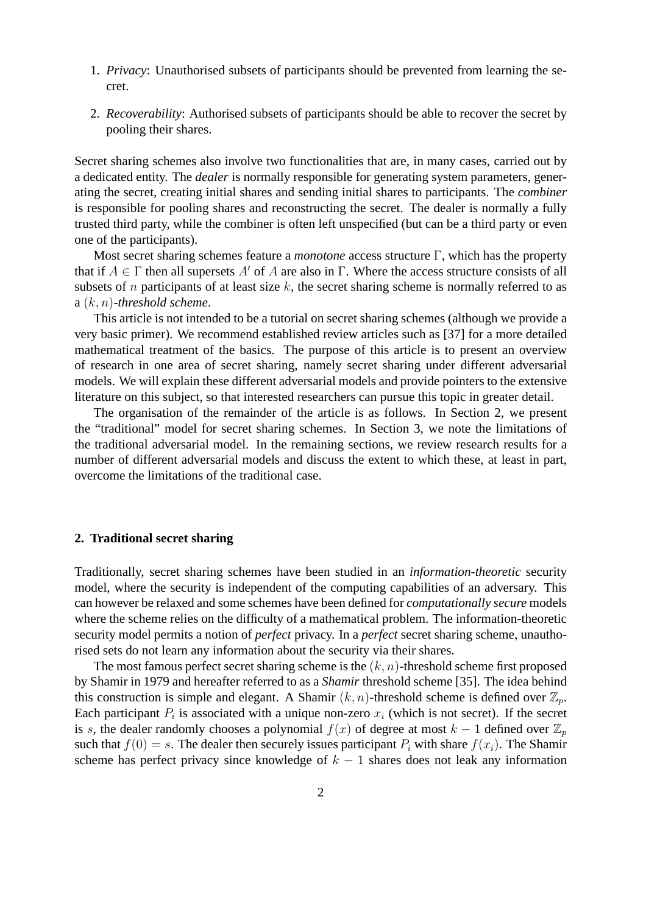1. *Privacy*: Unauthorised subsets of participants should be prevented from learning the secret.
2. *Recoverability*: Authorised subsets of participants should be able to recover the secret by pooling their shares.

Secret sharing schemes also involve two functionalities that are, in many cases, carried out by a dedicated entity. The *dealer* is normally responsible for generating system parameters, generating the secret, creating initial shares and sending initial shares to participants. The *combiner* is responsible for pooling shares and reconstructing the secret. The dealer is normally a fully trusted third party, while the combiner is often left unspecified (but can be a third party or even one of the participants).

Most secret sharing schemes feature a *monotone* access structure $\Gamma$, which has the property that if $A \in \Gamma$ then all supersets $A'$ of $A$ are also in $\Gamma$. Where the access structure consists of all subsets of $n$ participants of at least size $k$, the secret sharing scheme is normally referred to as a $(k, n)$-*threshold scheme*.

This article is not intended to be a tutorial on secret sharing schemes (although we provide a very basic primer). We recommend established review articles such as [37] for a more detailed mathematical treatment of the basics. The purpose of this article is to present an overview of research in one area of secret sharing, namely secret sharing under different adversarial models. We will explain these different adversarial models and provide pointers to the extensive literature on this subject, so that interested researchers can pursue this topic in greater detail.

The organisation of the remainder of the article is as follows. In Section 2, we present the "traditional" model for secret sharing schemes. In Section 3, we note the limitations of the traditional adversarial model. In the remaining sections, we review research results for a number of different adversarial models and discuss the extent to which these, at least in part, overcome the limitations of the traditional case.

## 2. Traditional secret sharing

Traditionally, secret sharing schemes have been studied in an *information-theoretic* security model, where the security is independent of the computing capabilities of an adversary. This can however be relaxed and some schemes have been defined for *computationally secure* models where the scheme relies on the difficulty of a mathematical problem. The information-theoretic security model permits a notion of *perfect* privacy. In a *perfect* secret sharing scheme, unauthorised sets do not learn any information about the security via their shares.

The most famous perfect secret sharing scheme is the $(k, n)$-threshold scheme first proposed by Shamir in 1979 and hereafter referred to as a *Shamir* threshold scheme [35]. The idea behind this construction is simple and elegant. A Shamir $(k, n)$-threshold scheme is defined over $\mathbb{Z}_p$. Each participant $P_i$ is associated with a unique non-zero $x_i$ (which is not secret). If the secret is $s$, the dealer randomly chooses a polynomial $f(x)$ of degree at most $k-1$ defined over $\mathbb{Z}_p$ such that $f(0) = s$. The dealer then securely issues participant $P_i$ with share $f(x_i)$. The Shamir scheme has perfect privacy since knowledge of $k-1$ shares does not leak any information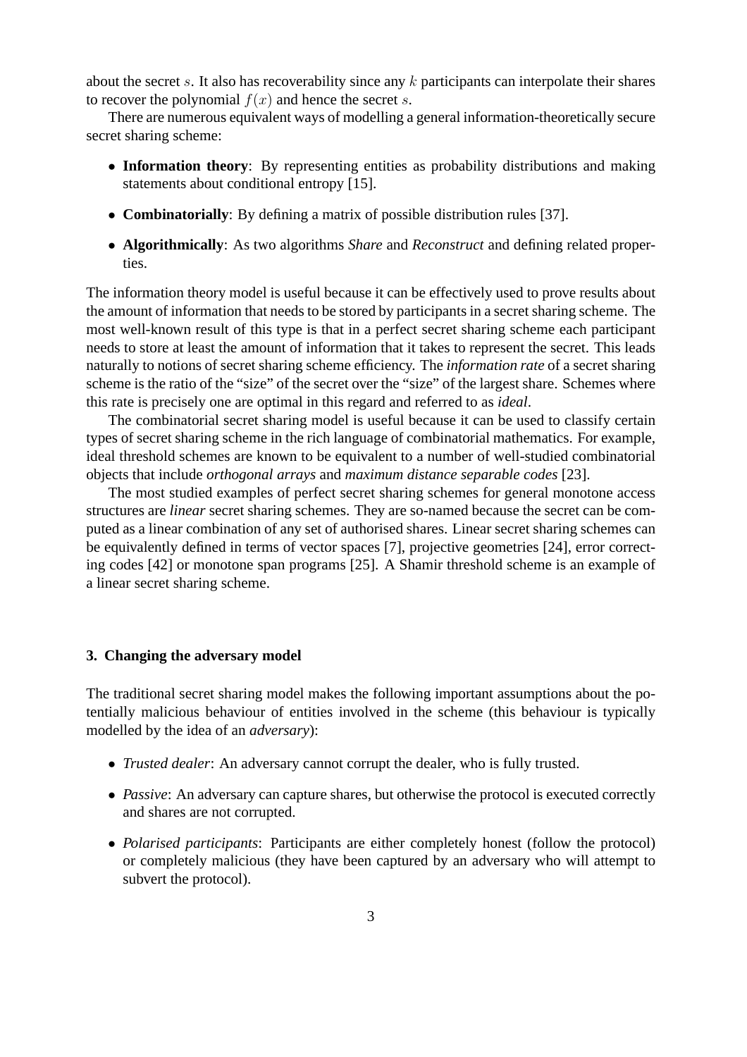about the secret $s$. It also has recoverability since any $k$ participants can interpolate their shares to recover the polynomial $f(x)$ and hence the secret $s$.

There are numerous equivalent ways of modelling a general information-theoretically secure secret sharing scheme:

- **Information theory**: By representing entities as probability distributions and making statements about conditional entropy [15].
- **Combinatorially**: By defining a matrix of possible distribution rules [37].
- **Algorithmically**: As two algorithms *Share* and *Reconstruct* and defining related properties.

The information theory model is useful because it can be effectively used to prove results about the amount of information that needs to be stored by participants in a secret sharing scheme. The most well-known result of this type is that in a perfect secret sharing scheme each participant needs to store at least the amount of information that it takes to represent the secret. This leads naturally to notions of secret sharing scheme efficiency. The *information rate* of a secret sharing scheme is the ratio of the "size" of the secret over the "size" of the largest share. Schemes where this rate is precisely one are optimal in this regard and referred to as *ideal*.

The combinatorial secret sharing model is useful because it can be used to classify certain types of secret sharing scheme in the rich language of combinatorial mathematics. For example, ideal threshold schemes are known to be equivalent to a number of well-studied combinatorial objects that include *orthogonal arrays* and *maximum distance separable codes* [23].

The most studied examples of perfect secret sharing schemes for general monotone access structures are *linear* secret sharing schemes. They are so-named because the secret can be computed as a linear combination of any set of authorised shares. Linear secret sharing schemes can be equivalently defined in terms of vector spaces [7], projective geometries [24], error correcting codes [42] or monotone span programs [25]. A Shamir threshold scheme is an example of a linear secret sharing scheme.

## 3. Changing the adversary model

The traditional secret sharing model makes the following important assumptions about the potentially malicious behaviour of entities involved in the scheme (this behaviour is typically modelled by the idea of an *adversary*):

- *Trusted dealer*: An adversary cannot corrupt the dealer, who is fully trusted.
- *Passive*: An adversary can capture shares, but otherwise the protocol is executed correctly and shares are not corrupted.
- *Polarised participants*: Participants are either completely honest (follow the protocol) or completely malicious (they have been captured by an adversary who will attempt to subvert the protocol).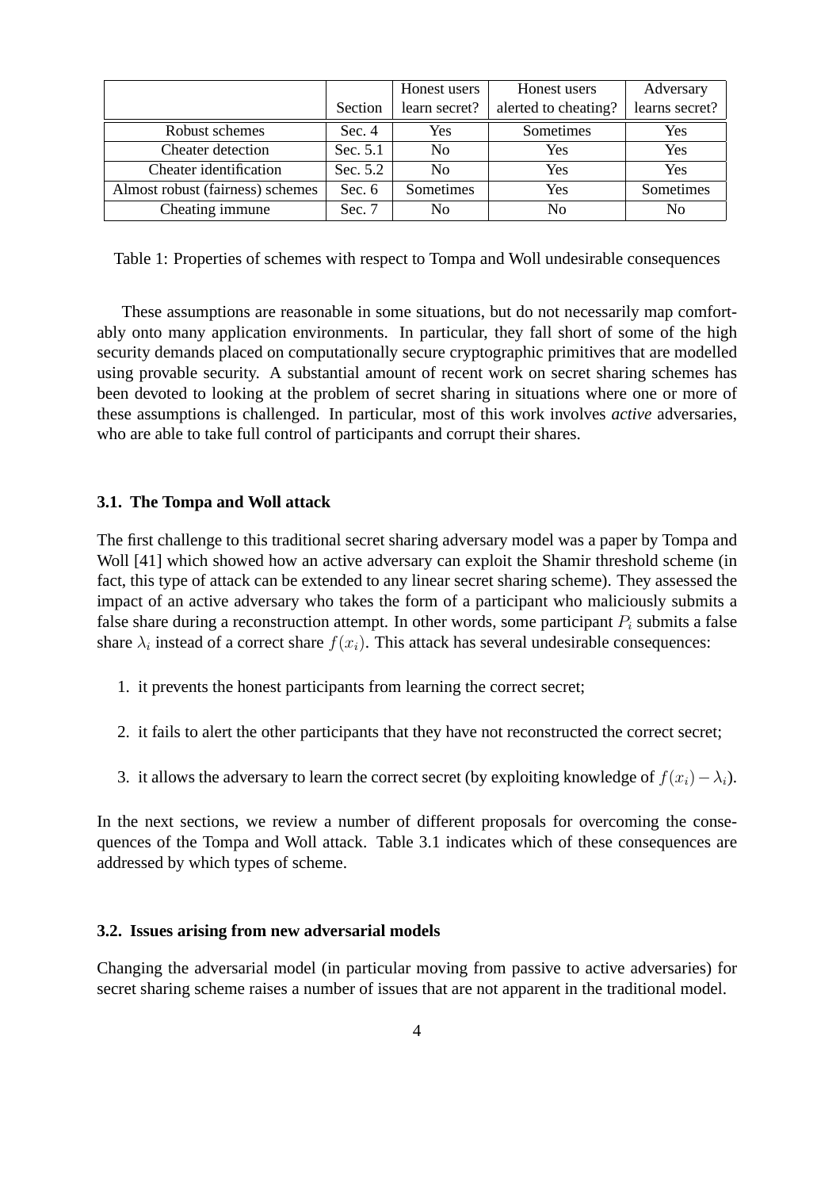|  | Section | Honest users learn secret? | Honest users alerted to cheating? | Adversary learns secret? |
|---|---|---|---|---|
| Robust schemes | Sec. 4 | Yes | Sometimes | Yes |
| Cheater detection | Sec. 5.1 | No | Yes | Yes |
| Cheater identification | Sec. 5.2 | No | Yes | Yes |
| Almost robust (fairness) schemes | Sec. 6 | Sometimes | Yes | Sometimes |
| Cheating immune | Sec. 7 | No | No | No |

Table 1: Properties of schemes with respect to Tompa and Woll undesirable consequences

These assumptions are reasonable in some situations, but do not necessarily map comfortably onto many application environments. In particular, they fall short of some of the high security demands placed on computationally secure cryptographic primitives that are modelled using provable security. A substantial amount of recent work on secret sharing schemes has been devoted to looking at the problem of secret sharing in situations where one or more of these assumptions is challenged. In particular, most of this work involves *active* adversaries, who are able to take full control of participants and corrupt their shares.

### 3.1. The Tompa and Woll attack

The first challenge to this traditional secret sharing adversary model was a paper by Tompa and Woll [41] which showed how an active adversary can exploit the Shamir threshold scheme (in fact, this type of attack can be extended to any linear secret sharing scheme). They assessed the impact of an active adversary who takes the form of a participant who maliciously submits a false share during a reconstruction attempt. In other words, some participant $P_i$ submits a false share $\lambda_i$ instead of a correct share $f(x_i)$. This attack has several undesirable consequences:

1. it prevents the honest participants from learning the correct secret;
2. it fails to alert the other participants that they have not reconstructed the correct secret;
3. it allows the adversary to learn the correct secret (by exploiting knowledge of $f(x_i) - \lambda_i$).

In the next sections, we review a number of different proposals for overcoming the consequences of the Tompa and Woll attack. Table 3.1 indicates which of these consequences are addressed by which types of scheme.

### 3.2. Issues arising from new adversarial models

Changing the adversarial model (in particular moving from passive to active adversaries) for secret sharing scheme raises a number of issues that are not apparent in the traditional model.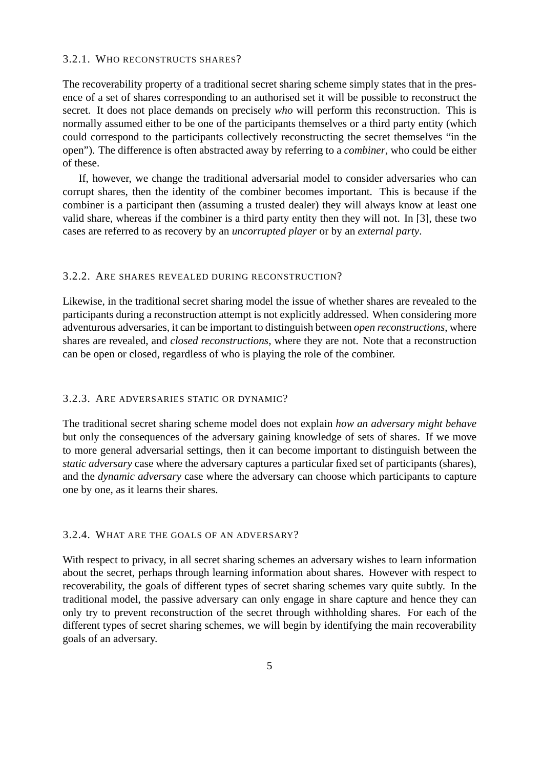#### 3.2.1. Who reconstructs shares?

The recoverability property of a traditional secret sharing scheme simply states that in the presence of a set of shares corresponding to an authorised set it will be possible to reconstruct the secret. It does not place demands on precisely *who* will perform this reconstruction. This is normally assumed either to be one of the participants themselves or a third party entity (which could correspond to the participants collectively reconstructing the secret themselves "in the open"). The difference is often abstracted away by referring to a *combiner*, who could be either of these.

If, however, we change the traditional adversarial model to consider adversaries who can corrupt shares, then the identity of the combiner becomes important. This is because if the combiner is a participant then (assuming a trusted dealer) they will always know at least one valid share, whereas if the combiner is a third party entity then they will not. In [3], these two cases are referred to as recovery by an *uncorrupted player* or by an *external party*.

#### 3.2.2. Are shares revealed during reconstruction?

Likewise, in the traditional secret sharing model the issue of whether shares are revealed to the participants during a reconstruction attempt is not explicitly addressed. When considering more adventurous adversaries, it can be important to distinguish between *open reconstructions*, where shares are revealed, and *closed reconstructions*, where they are not. Note that a reconstruction can be open or closed, regardless of who is playing the role of the combiner.

#### 3.2.3. Are adversaries static or dynamic?

The traditional secret sharing scheme model does not explain *how an adversary might behave* but only the consequences of the adversary gaining knowledge of sets of shares. If we move to more general adversarial settings, then it can become important to distinguish between the *static adversary* case where the adversary captures a particular fixed set of participants (shares), and the *dynamic adversary* case where the adversary can choose which participants to capture one by one, as it learns their shares.

#### 3.2.4. What are the goals of an adversary?

With respect to privacy, in all secret sharing schemes an adversary wishes to learn information about the secret, perhaps through learning information about shares. However with respect to recoverability, the goals of different types of secret sharing schemes vary quite subtly. In the traditional model, the passive adversary can only engage in share capture and hence they can only try to prevent reconstruction of the secret through withholding shares. For each of the different types of secret sharing schemes, we will begin by identifying the main recoverability goals of an adversary.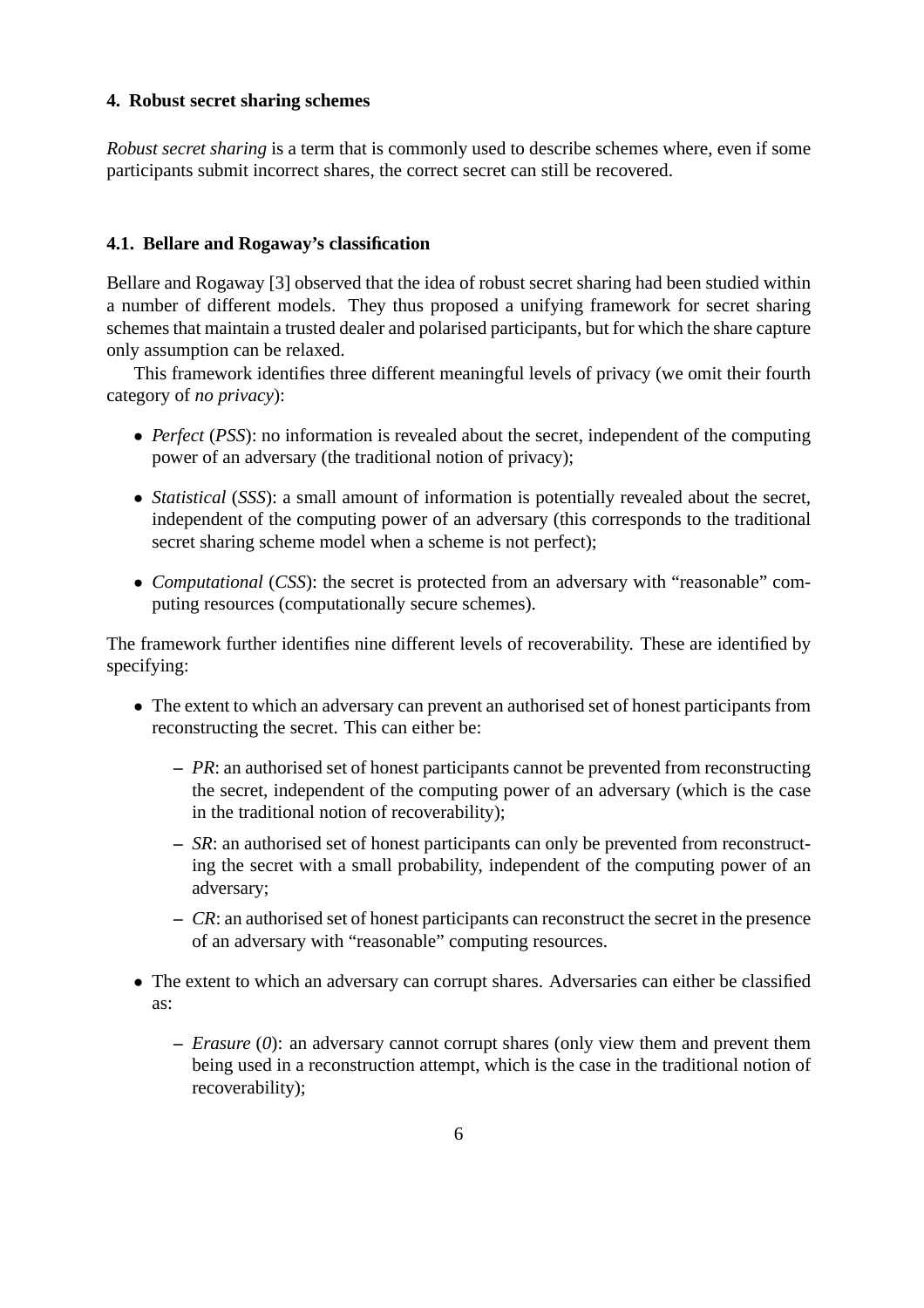#### 4. Robust secret sharing schemes

*Robust secret sharing* is a term that is commonly used to describe schemes where, even if some participants submit incorrect shares, the correct secret can still be recovered.

#### 4.1. Bellare and Rogaway's classification

Bellare and Rogaway [3] observed that the idea of robust secret sharing had been studied within a number of different models. They thus proposed a unifying framework for secret sharing schemes that maintain a trusted dealer and polarised participants, but for which the share capture only assumption can be relaxed.

This framework identifies three different meaningful levels of privacy (we omit their fourth category of *no privacy*):

- *Perfect* (*PSS*): no information is revealed about the secret, independent of the computing power of an adversary (the traditional notion of privacy);
- *Statistical* (*SSS*): a small amount of information is potentially revealed about the secret, independent of the computing power of an adversary (this corresponds to the traditional secret sharing scheme model when a scheme is not perfect);
- *Computational* (*CSS*): the secret is protected from an adversary with "reasonable" computing resources (computationally secure schemes).

The framework further identifies nine different levels of recoverability. These are identified by specifying:

- The extent to which an adversary can prevent an authorised set of honest participants from reconstructing the secret. This can either be:
  - *PR*: an authorised set of honest participants cannot be prevented from reconstructing the secret, independent of the computing power of an adversary (which is the case in the traditional notion of recoverability);
  - *SR*: an authorised set of honest participants can only be prevented from reconstructing the secret with a small probability, independent of the computing power of an adversary;
  - *CR*: an authorised set of honest participants can reconstruct the secret in the presence of an adversary with "reasonable" computing resources.
- The extent to which an adversary can corrupt shares. Adversaries can either be classified as:
  - *Erasure* (*0*): an adversary cannot corrupt shares (only view them and prevent them being used in a reconstruction attempt, which is the case in the traditional notion of recoverability);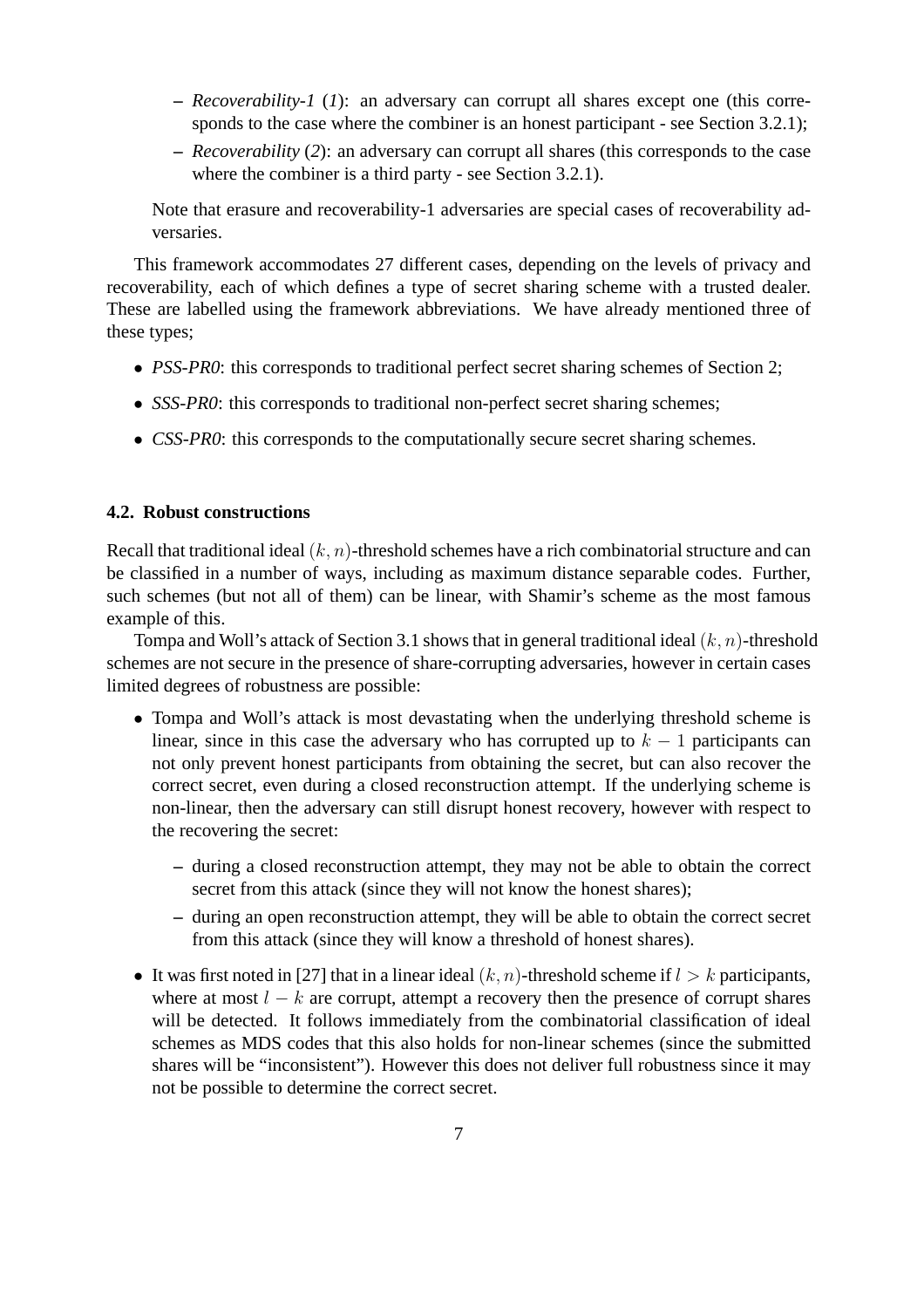- *Recoverability-1* (*1*): an adversary can corrupt all shares except one (this corresponds to the case where the combiner is an honest participant - see Section 3.2.1);
  - *Recoverability* (*2*): an adversary can corrupt all shares (this corresponds to the case where the combiner is a third party - see Section 3.2.1).

  Note that erasure and recoverability-1 adversaries are special cases of recoverability adversaries.

This framework accommodates 27 different cases, depending on the levels of privacy and recoverability, each of which defines a type of secret sharing scheme with a trusted dealer. These are labelled using the framework abbreviations. We have already mentioned three of these types;

- *PSS-PR0*: this corresponds to traditional perfect secret sharing schemes of Section 2;
- *SSS-PR0*: this corresponds to traditional non-perfect secret sharing schemes;
- *CSS-PR0*: this corresponds to the computationally secure secret sharing schemes.

### 4.2. Robust constructions

Recall that traditional ideal $(k, n)$-threshold schemes have a rich combinatorial structure and can be classified in a number of ways, including as maximum distance separable codes. Further, such schemes (but not all of them) can be linear, with Shamir's scheme as the most famous example of this.

Tompa and Woll's attack of Section 3.1 shows that in general traditional ideal $(k, n)$-threshold schemes are not secure in the presence of share-corrupting adversaries, however in certain cases limited degrees of robustness are possible:

- Tompa and Woll's attack is most devastating when the underlying threshold scheme is linear, since in this case the adversary who has corrupted up to $k - 1$ participants can not only prevent honest participants from obtaining the secret, but can also recover the correct secret, even during a closed reconstruction attempt. If the underlying scheme is non-linear, then the adversary can still disrupt honest recovery, however with respect to the recovering the secret:
  - during a closed reconstruction attempt, they may not be able to obtain the correct secret from this attack (since they will not know the honest shares);
  - during an open reconstruction attempt, they will be able to obtain the correct secret from this attack (since they will know a threshold of honest shares).
- It was first noted in [27] that in a linear ideal $(k, n)$-threshold scheme if $l > k$ participants, where at most $l - k$ are corrupt, attempt a recovery then the presence of corrupt shares will be detected. It follows immediately from the combinatorial classification of ideal schemes as MDS codes that this also holds for non-linear schemes (since the submitted shares will be "inconsistent"). However this does not deliver full robustness since it may not be possible to determine the correct secret.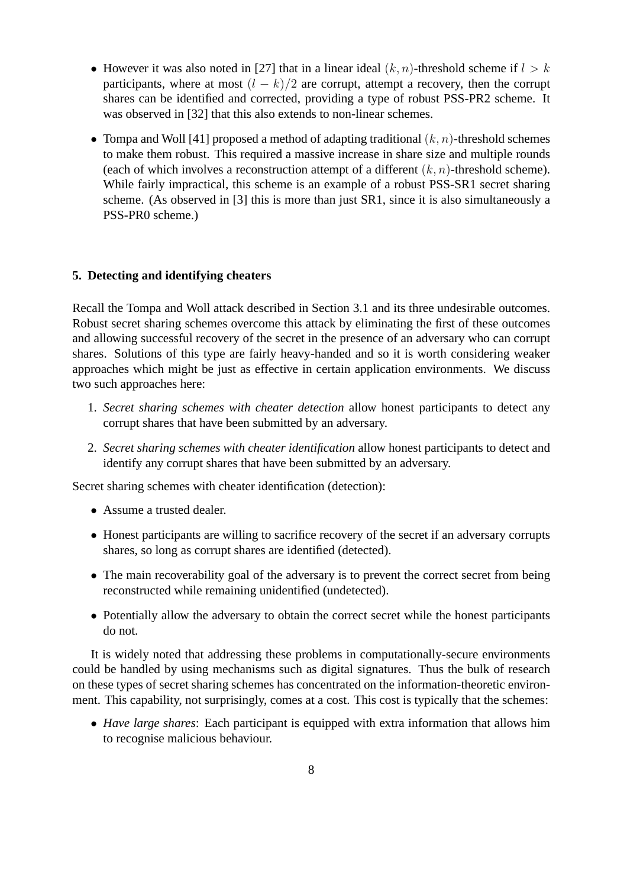- However it was also noted in [27] that in a linear ideal $(k, n)$-threshold scheme if $l > k$ participants, where at most $(l - k)/2$ are corrupt, attempt a recovery, then the corrupt shares can be identified and corrected, providing a type of robust PSS-PR2 scheme. It was observed in [32] that this also extends to non-linear schemes.
- Tompa and Woll [41] proposed a method of adapting traditional $(k, n)$-threshold schemes to make them robust. This required a massive increase in share size and multiple rounds (each of which involves a reconstruction attempt of a different $(k, n)$-threshold scheme). While fairly impractical, this scheme is an example of a robust PSS-SR1 secret sharing scheme. (As observed in [3] this is more than just SR1, since it is also simultaneously a PSS-PR0 scheme.)

### 5. Detecting and identifying cheaters

Recall the Tompa and Woll attack described in Section 3.1 and its three undesirable outcomes. Robust secret sharing schemes overcome this attack by eliminating the first of these outcomes and allowing successful recovery of the secret in the presence of an adversary who can corrupt shares. Solutions of this type are fairly heavy-handed and so it is worth considering weaker approaches which might be just as effective in certain application environments. We discuss two such approaches here:

1. *Secret sharing schemes with cheater detection* allow honest participants to detect any corrupt shares that have been submitted by an adversary.
2. *Secret sharing schemes with cheater identification* allow honest participants to detect and identify any corrupt shares that have been submitted by an adversary.

Secret sharing schemes with cheater identification (detection):

- Assume a trusted dealer.
- Honest participants are willing to sacrifice recovery of the secret if an adversary corrupts shares, so long as corrupt shares are identified (detected).
- The main recoverability goal of the adversary is to prevent the correct secret from being reconstructed while remaining unidentified (undetected).
- Potentially allow the adversary to obtain the correct secret while the honest participants do not.

It is widely noted that addressing these problems in computationally-secure environments could be handled by using mechanisms such as digital signatures. Thus the bulk of research on these types of secret sharing schemes has concentrated on the information-theoretic environment. This capability, not surprisingly, comes at a cost. This cost is typically that the schemes:

- *Have large shares*: Each participant is equipped with extra information that allows him to recognise malicious behaviour.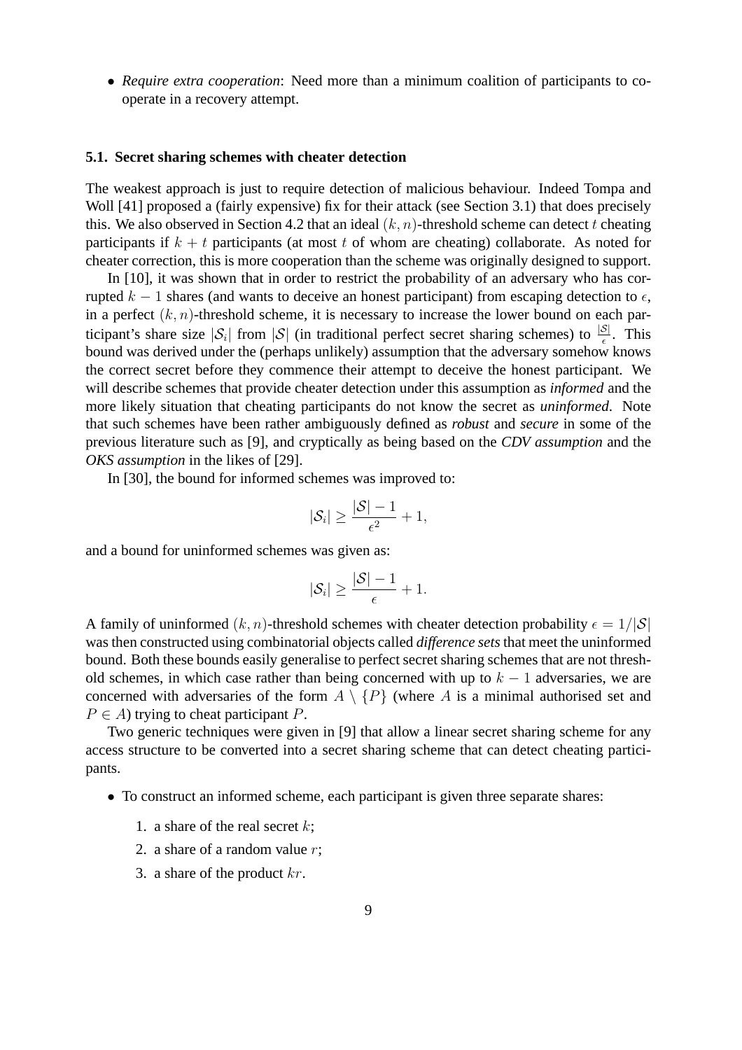- *Require extra cooperation*: Need more than a minimum coalition of participants to cooperate in a recovery attempt.

### 5.1. Secret sharing schemes with cheater detection

The weakest approach is just to require detection of malicious behaviour. Indeed Tompa and Woll [41] proposed a (fairly expensive) fix for their attack (see Section 3.1) that does precisely this. We also observed in Section 4.2 that an ideal $(k, n)$-threshold scheme can detect $t$ cheating participants if $k + t$ participants (at most $t$ of whom are cheating) collaborate. As noted for cheater correction, this is more cooperation than the scheme was originally designed to support.

In [10], it was shown that in order to restrict the probability of an adversary who has corrupted $k - 1$ shares (and wants to deceive an honest participant) from escaping detection to $\epsilon$, in a perfect $(k, n)$-threshold scheme, it is necessary to increase the lower bound on each participant's share size $|\mathcal{S}_i|$ from $|\mathcal{S}|$ (in traditional perfect secret sharing schemes) to $\frac{|\mathcal{S}|}{\epsilon}$. This bound was derived under the (perhaps unlikely) assumption that the adversary somehow knows the correct secret before they commence their attempt to deceive the honest participant. We will describe schemes that provide cheater detection under this assumption as *informed* and the more likely situation that cheating participants do not know the secret as *uninformed*. Note that such schemes have been rather ambiguously defined as *robust* and *secure* in some of the previous literature such as [9], and cryptically as being based on the *CDV assumption* and the *OKS assumption* in the likes of [29].

In [30], the bound for informed schemes was improved to:

$$|\mathcal{S}_i| \geq \frac{|\mathcal{S}| - 1}{\epsilon^2} + 1,$$

and a bound for uninformed schemes was given as:

$$|\mathcal{S}_i| \geq \frac{|\mathcal{S}| - 1}{\epsilon} + 1.$$

A family of uninformed $(k, n)$-threshold schemes with cheater detection probability $\epsilon = 1/|\mathcal{S}|$ was then constructed using combinatorial objects called *difference sets* that meet the uninformed bound. Both these bounds easily generalise to perfect secret sharing schemes that are not threshold schemes, in which case rather than being concerned with up to $k - 1$ adversaries, we are concerned with adversaries of the form $A \setminus \{P\}$ (where $A$ is a minimal authorised set and $P \in A$) trying to cheat participant $P$.

Two generic techniques were given in [9] that allow a linear secret sharing scheme for any access structure to be converted into a secret sharing scheme that can detect cheating participants.

- To construct an informed scheme, each participant is given three separate shares:
  1. a share of the real secret $k$;
  2. a share of a random value $r$;
  3. a share of the product $kr$.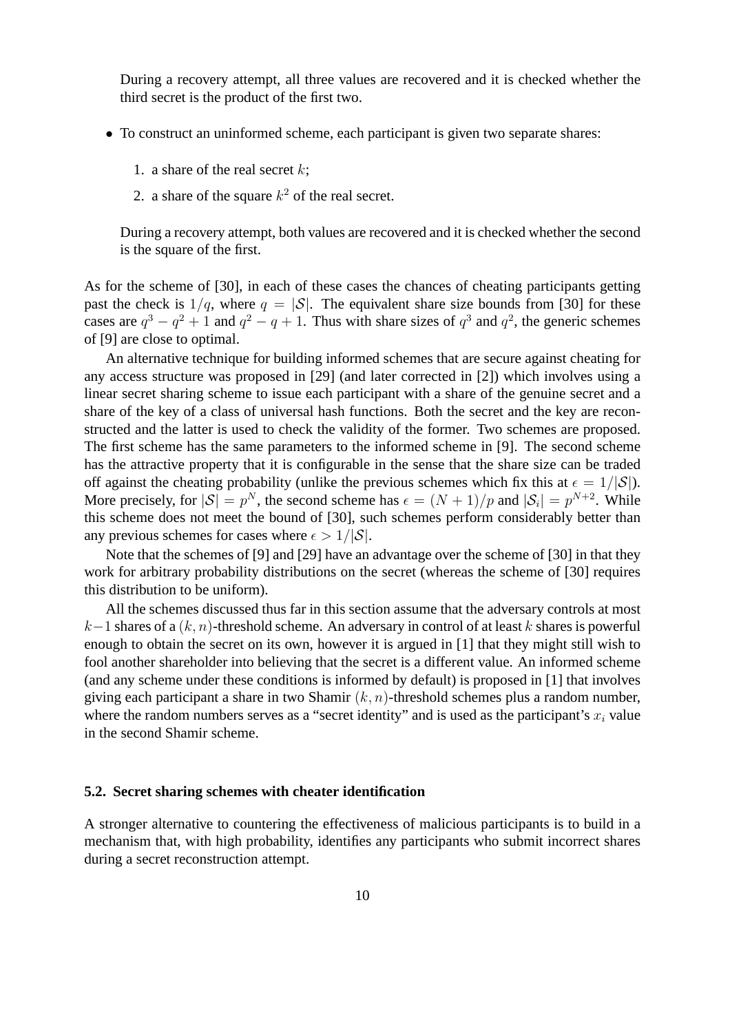During a recovery attempt, all three values are recovered and it is checked whether the third secret is the product of the first two.

- To construct an uninformed scheme, each participant is given two separate shares:

  1. a share of the real secret $k$;
  2. a share of the square $k^2$ of the real secret.

  During a recovery attempt, both values are recovered and it is checked whether the second is the square of the first.

As for the scheme of [30], in each of these cases the chances of cheating participants getting past the check is $1/q$, where $q = |\mathcal{S}|$. The equivalent share size bounds from [30] for these cases are $q^3 - q^2 + 1$ and $q^2 - q + 1$. Thus with share sizes of $q^3$ and $q^2$, the generic schemes of [9] are close to optimal.

An alternative technique for building informed schemes that are secure against cheating for any access structure was proposed in [29] (and later corrected in [2]) which involves using a linear secret sharing scheme to issue each participant with a share of the genuine secret and a share of the key of a class of universal hash functions. Both the secret and the key are reconstructed and the latter is used to check the validity of the former. Two schemes are proposed. The first scheme has the same parameters to the informed scheme in [9]. The second scheme has the attractive property that it is configurable in the sense that the share size can be traded off against the cheating probability (unlike the previous schemes which fix this at $\epsilon = 1/|\mathcal{S}|$). More precisely, for $|\mathcal{S}| = p^N$, the second scheme has $\epsilon = (N+1)/p$ and $|\mathcal{S}_i| = p^{N+2}$. While this scheme does not meet the bound of [30], such schemes perform considerably better than any previous schemes for cases where $\epsilon > 1/|\mathcal{S}|$.

Note that the schemes of [9] and [29] have an advantage over the scheme of [30] in that they work for arbitrary probability distributions on the secret (whereas the scheme of [30] requires this distribution to be uniform).

All the schemes discussed thus far in this section assume that the adversary controls at most $k-1$ shares of a $(k, n)$-threshold scheme. An adversary in control of at least $k$ shares is powerful enough to obtain the secret on its own, however it is argued in [1] that they might still wish to fool another shareholder into believing that the secret is a different value. An informed scheme (and any scheme under these conditions is informed by default) is proposed in [1] that involves giving each participant a share in two Shamir $(k, n)$-threshold schemes plus a random number, where the random numbers serves as a "secret identity" and is used as the participant's $x_i$ value in the second Shamir scheme.

### 5.2. Secret sharing schemes with cheater identification

A stronger alternative to countering the effectiveness of malicious participants is to build in a mechanism that, with high probability, identifies any participants who submit incorrect shares during a secret reconstruction attempt.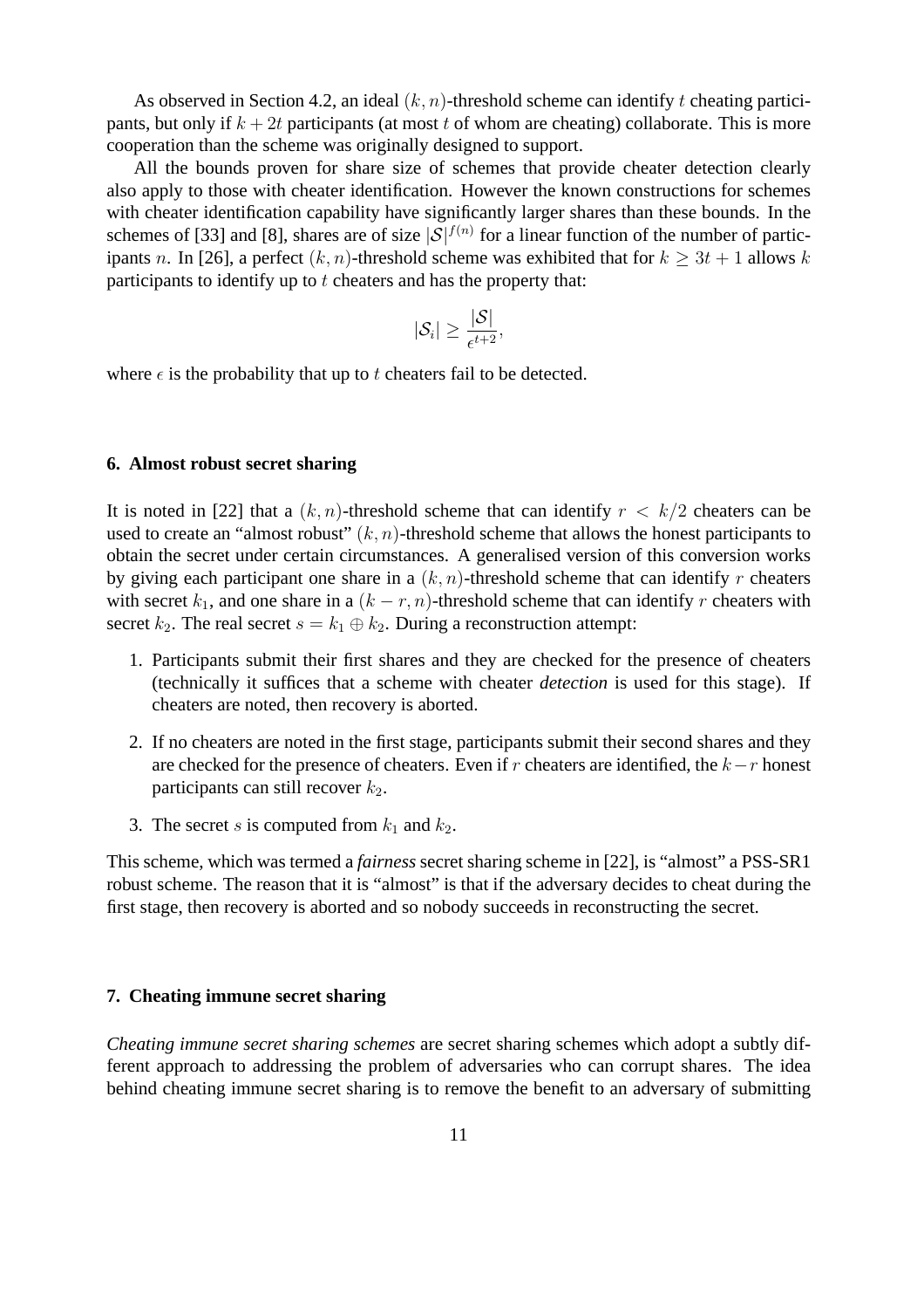As observed in Section 4.2, an ideal $(k, n)$-threshold scheme can identify $t$ cheating participants, but only if $k + 2t$ participants (at most $t$ of whom are cheating) collaborate. This is more cooperation than the scheme was originally designed to support.

All the bounds proven for share size of schemes that provide cheater detection clearly also apply to those with cheater identification. However the known constructions for schemes with cheater identification capability have significantly larger shares than these bounds. In the schemes of [33] and [8], shares are of size $|\mathcal{S}|^{f(n)}$ for a linear function of the number of participants $n$. In [26], a perfect $(k, n)$-threshold scheme was exhibited that for $k \geq 3t + 1$ allows $k$ participants to identify up to $t$ cheaters and has the property that:

$$|\mathcal{S}_i| \geq \frac{|\mathcal{S}|}{\epsilon^{t+2}},$$

where $\epsilon$ is the probability that up to $t$ cheaters fail to be detected.

## 6. Almost robust secret sharing

It is noted in [22] that a $(k, n)$-threshold scheme that can identify $r < k/2$ cheaters can be used to create an "almost robust" $(k, n)$-threshold scheme that allows the honest participants to obtain the secret under certain circumstances. A generalised version of this conversion works by giving each participant one share in a $(k, n)$-threshold scheme that can identify $r$ cheaters with secret $k_1$, and one share in a $(k - r, n)$-threshold scheme that can identify $r$ cheaters with secret $k_2$. The real secret $s = k_1 \oplus k_2$. During a reconstruction attempt:

1. Participants submit their first shares and they are checked for the presence of cheaters (technically it suffices that a scheme with cheater *detection* is used for this stage). If cheaters are noted, then recovery is aborted.
2. If no cheaters are noted in the first stage, participants submit their second shares and they are checked for the presence of cheaters. Even if $r$ cheaters are identified, the $k - r$ honest participants can still recover $k_2$.
3. The secret $s$ is computed from $k_1$ and $k_2$.

This scheme, which was termed a *fairness* secret sharing scheme in [22], is "almost" a PSS-SR1 robust scheme. The reason that it is "almost" is that if the adversary decides to cheat during the first stage, then recovery is aborted and so nobody succeeds in reconstructing the secret.

## 7. Cheating immune secret sharing

*Cheating immune secret sharing schemes* are secret sharing schemes which adopt a subtly different approach to addressing the problem of adversaries who can corrupt shares. The idea behind cheating immune secret sharing is to remove the benefit to an adversary of submitting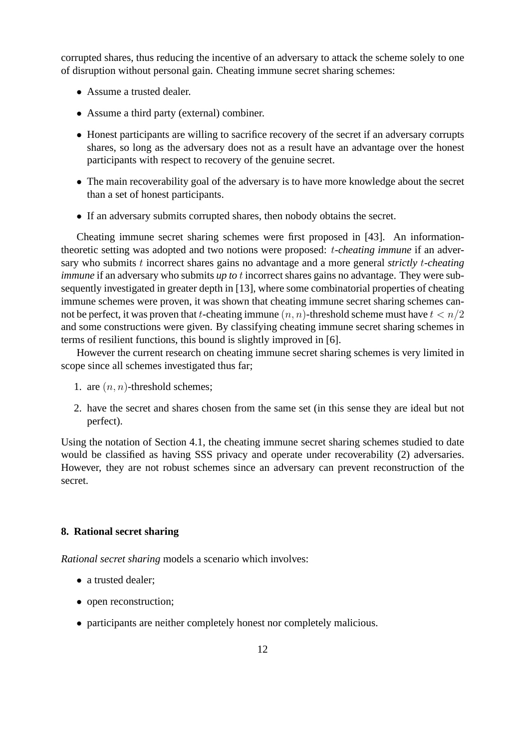corrupted shares, thus reducing the incentive of an adversary to attack the scheme solely to one of disruption without personal gain. Cheating immune secret sharing schemes:

- Assume a trusted dealer.
- Assume a third party (external) combiner.
- Honest participants are willing to sacrifice recovery of the secret if an adversary corrupts shares, so long as the adversary does not as a result have an advantage over the honest participants with respect to recovery of the genuine secret.
- The main recoverability goal of the adversary is to have more knowledge about the secret than a set of honest participants.
- If an adversary submits corrupted shares, then nobody obtains the secret.

Cheating immune secret sharing schemes were first proposed in [43]. An information-theoretic setting was adopted and two notions were proposed: *$t$-cheating immune* if an adversary who submits $t$ incorrect shares gains no advantage and a more general *strictly $t$-cheating immune* if an adversary who submits *up to* $t$ incorrect shares gains no advantage. They were subsequently investigated in greater depth in [13], where some combinatorial properties of cheating immune schemes were proven, it was shown that cheating immune secret sharing schemes cannot be perfect, it was proven that $t$-cheating immune $(n, n)$-threshold scheme must have $t < n/2$ and some constructions were given. By classifying cheating immune secret sharing schemes in terms of resilient functions, this bound is slightly improved in [6].

However the current research on cheating immune secret sharing schemes is very limited in scope since all schemes investigated thus far;

1. are $(n, n)$-threshold schemes;
2. have the secret and shares chosen from the same set (in this sense they are ideal but not perfect).

Using the notation of Section 4.1, the cheating immune secret sharing schemes studied to date would be classified as having SSS privacy and operate under recoverability (2) adversaries. However, they are not robust schemes since an adversary can prevent reconstruction of the secret.

## 8. Rational secret sharing

*Rational secret sharing* models a scenario which involves:

- a trusted dealer;
- open reconstruction;
- participants are neither completely honest nor completely malicious.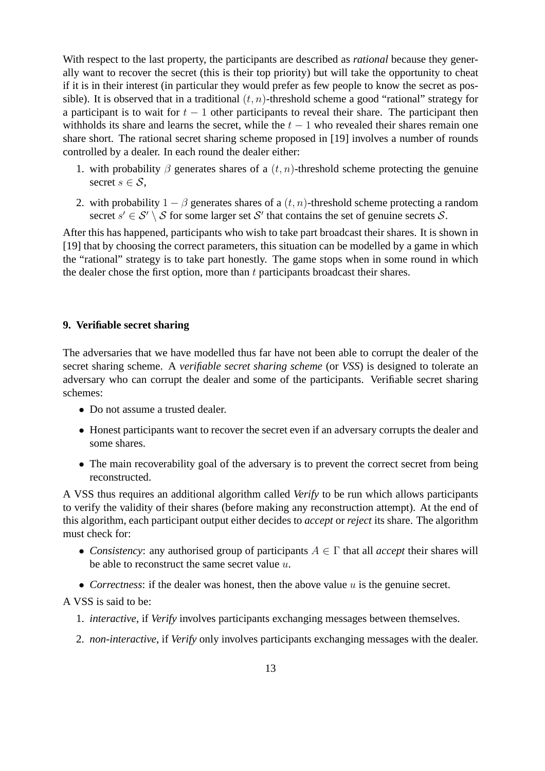With respect to the last property, the participants are described as *rational* because they generally want to recover the secret (this is their top priority) but will take the opportunity to cheat if it is in their interest (in particular they would prefer as few people to know the secret as possible). It is observed that in a traditional $(t, n)$-threshold scheme a good "rational" strategy for a participant is to wait for $t - 1$ other participants to reveal their share. The participant then withholds its share and learns the secret, while the $t - 1$ who revealed their shares remain one share short. The rational secret sharing scheme proposed in [19] involves a number of rounds controlled by a dealer. In each round the dealer either:

1. with probability $\beta$ generates shares of a $(t, n)$-threshold scheme protecting the genuine secret $s \in \mathcal{S}$,
2. with probability $1 - \beta$ generates shares of a $(t, n)$-threshold scheme protecting a random secret $s' \in \mathcal{S}' \setminus \mathcal{S}$ for some larger set $\mathcal{S}'$ that contains the set of genuine secrets $\mathcal{S}$.

After this has happened, participants who wish to take part broadcast their shares. It is shown in [19] that by choosing the correct parameters, this situation can be modelled by a game in which the "rational" strategy is to take part honestly. The game stops when in some round in which the dealer chose the first option, more than $t$ participants broadcast their shares.

## 9. Verifiable secret sharing

The adversaries that we have modelled thus far have not been able to corrupt the dealer of the secret sharing scheme. A *verifiable secret sharing scheme* (or *VSS*) is designed to tolerate an adversary who can corrupt the dealer and some of the participants. Verifiable secret sharing schemes:

- Do not assume a trusted dealer.
- Honest participants want to recover the secret even if an adversary corrupts the dealer and some shares.
- The main recoverability goal of the adversary is to prevent the correct secret from being reconstructed.

A VSS thus requires an additional algorithm called *Verify* to be run which allows participants to verify the validity of their shares (before making any reconstruction attempt). At the end of this algorithm, each participant output either decides to *accept* or *reject* its share. The algorithm must check for:

- *Consistency*: any authorised group of participants $A \in \Gamma$ that all *accept* their shares will be able to reconstruct the same secret value $u$.
- *Correctness*: if the dealer was honest, then the above value $u$ is the genuine secret.

A VSS is said to be:

1. *interactive*, if *Verify* involves participants exchanging messages between themselves.
2. *non-interactive*, if *Verify* only involves participants exchanging messages with the dealer.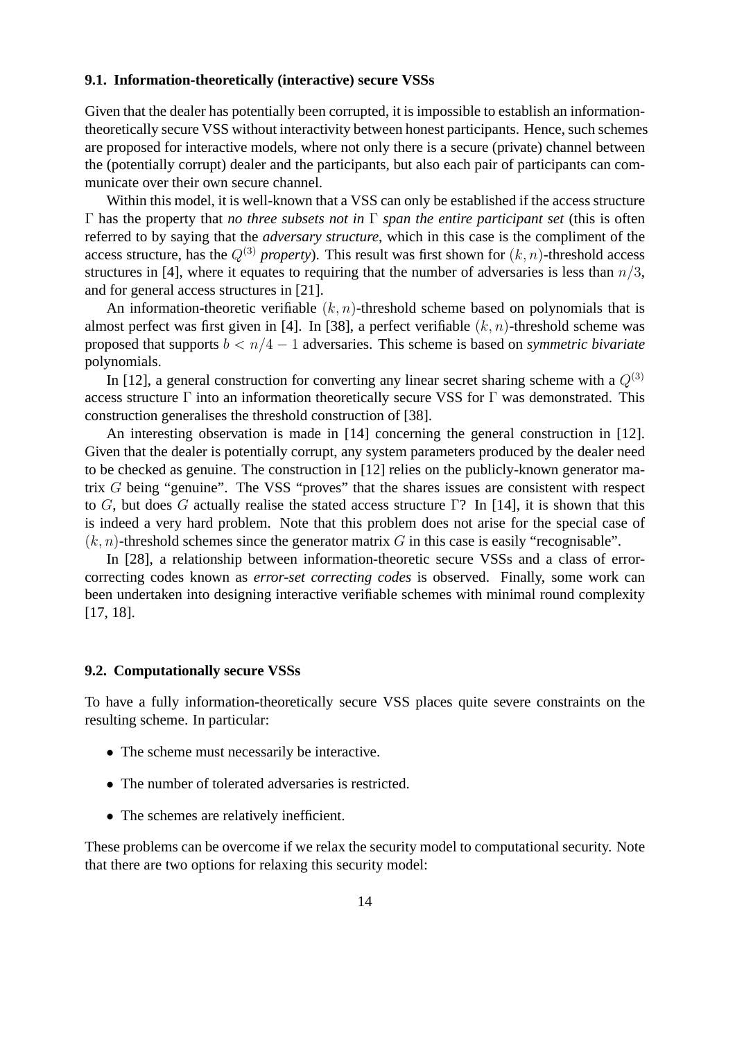### 9.1. Information-theoretically (interactive) secure VSSs

Given that the dealer has potentially been corrupted, it is impossible to establish an information-theoretically secure VSS without interactivity between honest participants. Hence, such schemes are proposed for interactive models, where not only there is a secure (private) channel between the (potentially corrupt) dealer and the participants, but also each pair of participants can communicate over their own secure channel.

Within this model, it is well-known that a VSS can only be established if the access structure $\Gamma$ has the property that *no three subsets not in* $\Gamma$ *span the entire participant set* (this is often referred to by saying that the *adversary structure*, which in this case is the compliment of the access structure, has the $Q^{(3)}$ *property*). This result was first shown for $(k,n)$-threshold access structures in [4], where it equates to requiring that the number of adversaries is less than $n/3$, and for general access structures in [21].

An information-theoretic verifiable $(k,n)$-threshold scheme based on polynomials that is almost perfect was first given in [4]. In [38], a perfect verifiable $(k,n)$-threshold scheme was proposed that supports $b < n/4 - 1$ adversaries. This scheme is based on *symmetric bivariate* polynomials.

In [12], a general construction for converting any linear secret sharing scheme with a $Q^{(3)}$ access structure $\Gamma$ into an information theoretically secure VSS for $\Gamma$ was demonstrated. This construction generalises the threshold construction of [38].

An interesting observation is made in [14] concerning the general construction in [12]. Given that the dealer is potentially corrupt, any system parameters produced by the dealer need to be checked as genuine. The construction in [12] relies on the publicly-known generator matrix $G$ being "genuine". The VSS "proves" that the shares issues are consistent with respect to $G$, but does $G$ actually realise the stated access structure $\Gamma$? In [14], it is shown that this is indeed a very hard problem. Note that this problem does not arise for the special case of $(k,n)$-threshold schemes since the generator matrix $G$ in this case is easily "recognisable".

In [28], a relationship between information-theoretic secure VSSs and a class of error-correcting codes known as *error-set correcting codes* is observed. Finally, some work can been undertaken into designing interactive verifiable schemes with minimal round complexity [17, 18].

### 9.2. Computationally secure VSSs

To have a fully information-theoretically secure VSS places quite severe constraints on the resulting scheme. In particular:

- The scheme must necessarily be interactive.
- The number of tolerated adversaries is restricted.
- The schemes are relatively inefficient.

These problems can be overcome if we relax the security model to computational security. Note that there are two options for relaxing this security model: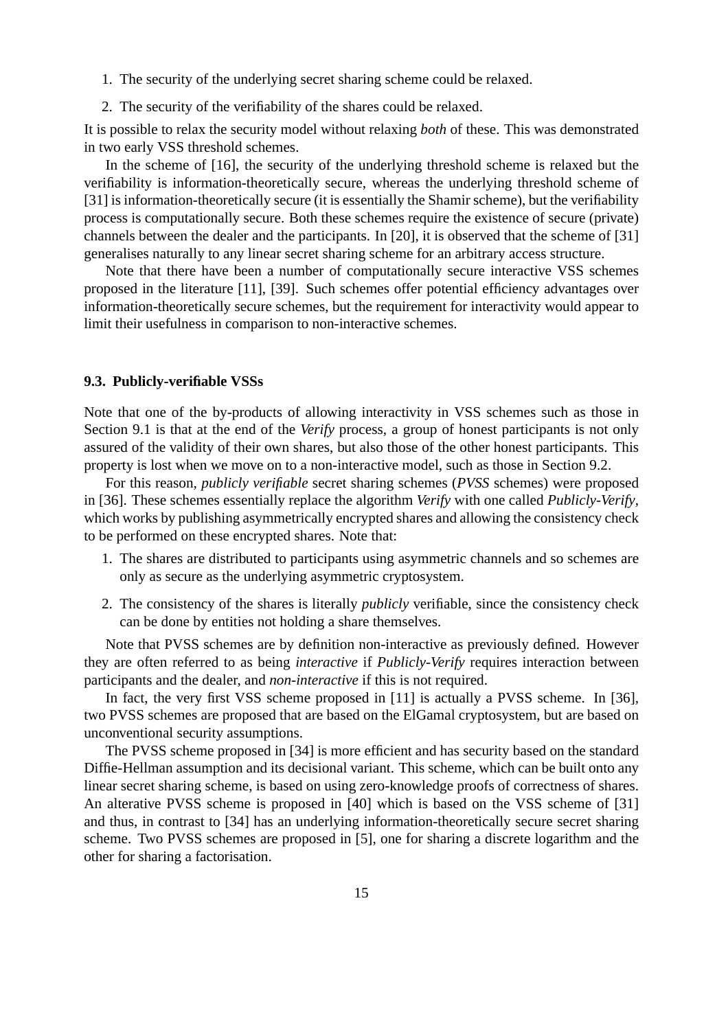1. The security of the underlying secret sharing scheme could be relaxed.
2. The security of the verifiability of the shares could be relaxed.

It is possible to relax the security model without relaxing *both* of these. This was demonstrated in two early VSS threshold schemes.

In the scheme of [16], the security of the underlying threshold scheme is relaxed but the verifiability is information-theoretically secure, whereas the underlying threshold scheme of [31] is information-theoretically secure (it is essentially the Shamir scheme), but the verifiability process is computationally secure. Both these schemes require the existence of secure (private) channels between the dealer and the participants. In [20], it is observed that the scheme of [31] generalises naturally to any linear secret sharing scheme for an arbitrary access structure.

Note that there have been a number of computationally secure interactive VSS schemes proposed in the literature [11], [39]. Such schemes offer potential efficiency advantages over information-theoretically secure schemes, but the requirement for interactivity would appear to limit their usefulness in comparison to non-interactive schemes.

### 9.3. Publicly-verifiable VSSs

Note that one of the by-products of allowing interactivity in VSS schemes such as those in Section 9.1 is that at the end of the *Verify* process, a group of honest participants is not only assured of the validity of their own shares, but also those of the other honest participants. This property is lost when we move on to a non-interactive model, such as those in Section 9.2.

For this reason, *publicly verifiable* secret sharing schemes (*PVSS* schemes) were proposed in [36]. These schemes essentially replace the algorithm *Verify* with one called *Publicly-Verify*, which works by publishing asymmetrically encrypted shares and allowing the consistency check to be performed on these encrypted shares. Note that:

1. The shares are distributed to participants using asymmetric channels and so schemes are only as secure as the underlying asymmetric cryptosystem.
2. The consistency of the shares is literally *publicly* verifiable, since the consistency check can be done by entities not holding a share themselves.

Note that PVSS schemes are by definition non-interactive as previously defined. However they are often referred to as being *interactive* if *Publicly-Verify* requires interaction between participants and the dealer, and *non-interactive* if this is not required.

In fact, the very first VSS scheme proposed in [11] is actually a PVSS scheme. In [36], two PVSS schemes are proposed that are based on the ElGamal cryptosystem, but are based on unconventional security assumptions.

The PVSS scheme proposed in [34] is more efficient and has security based on the standard Diffie-Hellman assumption and its decisional variant. This scheme, which can be built onto any linear secret sharing scheme, is based on using zero-knowledge proofs of correctness of shares. An alterative PVSS scheme is proposed in [40] which is based on the VSS scheme of [31] and thus, in contrast to [34] has an underlying information-theoretically secure secret sharing scheme. Two PVSS schemes are proposed in [5], one for sharing a discrete logarithm and the other for sharing a factorisation.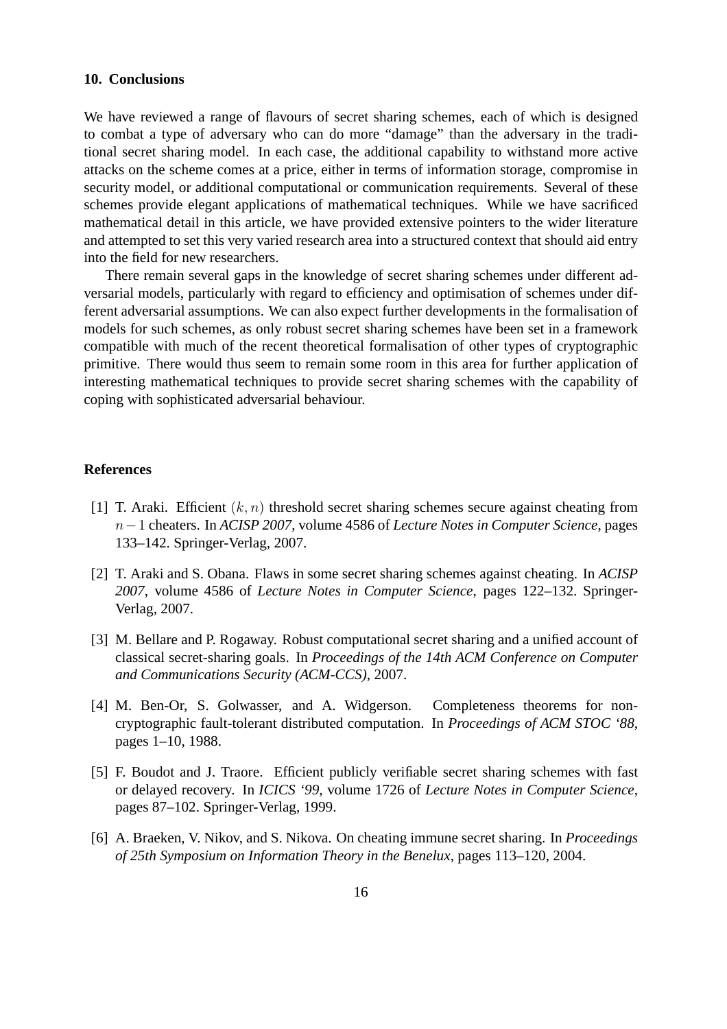## 10. Conclusions

We have reviewed a range of flavours of secret sharing schemes, each of which is designed to combat a type of adversary who can do more "damage" than the adversary in the traditional secret sharing model. In each case, the additional capability to withstand more active attacks on the scheme comes at a price, either in terms of information storage, compromise in security model, or additional computational or communication requirements. Several of these schemes provide elegant applications of mathematical techniques. While we have sacrificed mathematical detail in this article, we have provided extensive pointers to the wider literature and attempted to set this very varied research area into a structured context that should aid entry into the field for new researchers.

There remain several gaps in the knowledge of secret sharing schemes under different adversarial models, particularly with regard to efficiency and optimisation of schemes under different adversarial assumptions. We can also expect further developments in the formalisation of models for such schemes, as only robust secret sharing schemes have been set in a framework compatible with much of the recent theoretical formalisation of other types of cryptographic primitive. There would thus seem to remain some room in this area for further application of interesting mathematical techniques to provide secret sharing schemes with the capability of coping with sophisticated adversarial behaviour.

## References

[1] T. Araki. Efficient $(k, n)$ threshold secret sharing schemes secure against cheating from $n-1$ cheaters. In *ACISP 2007*, volume 4586 of *Lecture Notes in Computer Science*, pages 133–142. Springer-Verlag, 2007.

[2] T. Araki and S. Obana. Flaws in some secret sharing schemes against cheating. In *ACISP 2007*, volume 4586 of *Lecture Notes in Computer Science*, pages 122–132. Springer-Verlag, 2007.

[3] M. Bellare and P. Rogaway. Robust computational secret sharing and a unified account of classical secret-sharing goals. In *Proceedings of the 14th ACM Conference on Computer and Communications Security (ACM-CCS)*, 2007.

[4] M. Ben-Or, S. Golwasser, and A. Widgerson. Completeness theorems for non-cryptographic fault-tolerant distributed computation. In *Proceedings of ACM STOC '88*, pages 1–10, 1988.

[5] F. Boudot and J. Traore. Efficient publicly verifiable secret sharing schemes with fast or delayed recovery. In *ICICS '99*, volume 1726 of *Lecture Notes in Computer Science*, pages 87–102. Springer-Verlag, 1999.

[6] A. Braeken, V. Nikov, and S. Nikova. On cheating immune secret sharing. In *Proceedings of 25th Symposium on Information Theory in the Benelux*, pages 113–120, 2004.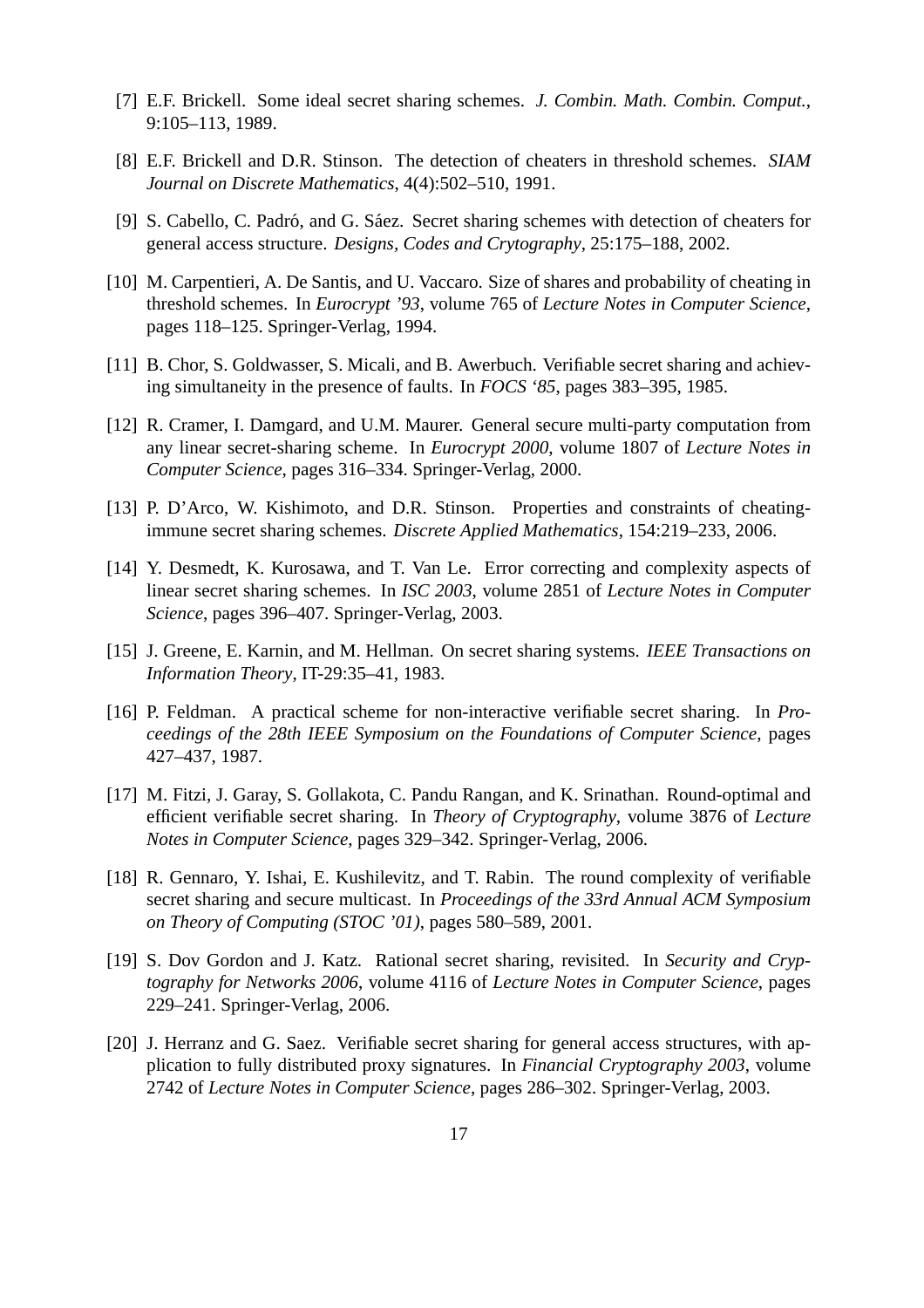[7] E.F. Brickell. Some ideal secret sharing schemes. *J. Combin. Math. Combin. Comput.*, 9:105–113, 1989.

[8] E.F. Brickell and D.R. Stinson. The detection of cheaters in threshold schemes. *SIAM Journal on Discrete Mathematics*, 4(4):502–510, 1991.

[9] S. Cabello, C. Padró, and G. Sáez. Secret sharing schemes with detection of cheaters for general access structure. *Designs, Codes and Crytography*, 25:175–188, 2002.

[10] M. Carpentieri, A. De Santis, and U. Vaccaro. Size of shares and probability of cheating in threshold schemes. In *Eurocrypt '93*, volume 765 of *Lecture Notes in Computer Science*, pages 118–125. Springer-Verlag, 1994.

[11] B. Chor, S. Goldwasser, S. Micali, and B. Awerbuch. Verifiable secret sharing and achieving simultaneity in the presence of faults. In *FOCS '85*, pages 383–395, 1985.

[12] R. Cramer, I. Damgard, and U.M. Maurer. General secure multi-party computation from any linear secret-sharing scheme. In *Eurocrypt 2000*, volume 1807 of *Lecture Notes in Computer Science*, pages 316–334. Springer-Verlag, 2000.

[13] P. D'Arco, W. Kishimoto, and D.R. Stinson. Properties and constraints of cheating-immune secret sharing schemes. *Discrete Applied Mathematics*, 154:219–233, 2006.

[14] Y. Desmedt, K. Kurosawa, and T. Van Le. Error correcting and complexity aspects of linear secret sharing schemes. In *ISC 2003*, volume 2851 of *Lecture Notes in Computer Science*, pages 396–407. Springer-Verlag, 2003.

[15] J. Greene, E. Karnin, and M. Hellman. On secret sharing systems. *IEEE Transactions on Information Theory*, IT-29:35–41, 1983.

[16] P. Feldman. A practical scheme for non-interactive verifiable secret sharing. In *Proceedings of the 28th IEEE Symposium on the Foundations of Computer Science*, pages 427–437, 1987.

[17] M. Fitzi, J. Garay, S. Gollakota, C. Pandu Rangan, and K. Srinathan. Round-optimal and efficient verifiable secret sharing. In *Theory of Cryptography*, volume 3876 of *Lecture Notes in Computer Science*, pages 329–342. Springer-Verlag, 2006.

[18] R. Gennaro, Y. Ishai, E. Kushilevitz, and T. Rabin. The round complexity of verifiable secret sharing and secure multicast. In *Proceedings of the 33rd Annual ACM Symposium on Theory of Computing (STOC '01)*, pages 580–589, 2001.

[19] S. Dov Gordon and J. Katz. Rational secret sharing, revisited. In *Security and Cryptography for Networks 2006*, volume 4116 of *Lecture Notes in Computer Science*, pages 229–241. Springer-Verlag, 2006.

[20] J. Herranz and G. Saez. Verifiable secret sharing for general access structures, with application to fully distributed proxy signatures. In *Financial Cryptography 2003*, volume 2742 of *Lecture Notes in Computer Science*, pages 286–302. Springer-Verlag, 2003.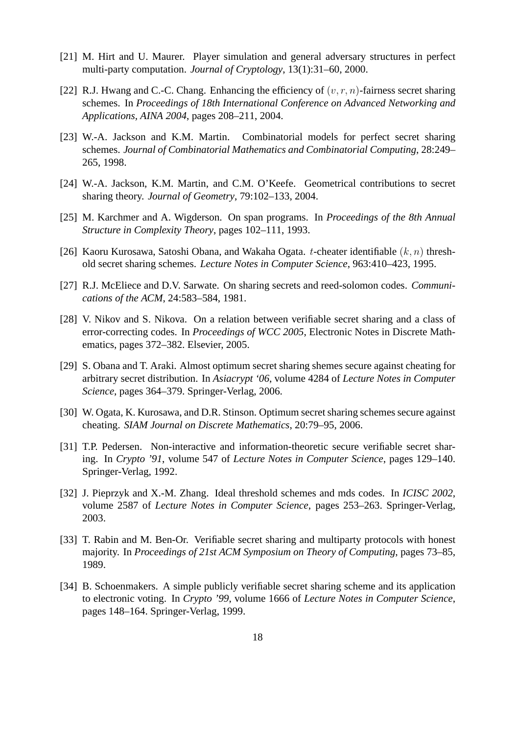[21] M. Hirt and U. Maurer. Player simulation and general adversary structures in perfect multi-party computation. *Journal of Cryptology*, 13(1):31–60, 2000.

[22] R.J. Hwang and C.-C. Chang. Enhancing the efficiency of $(v, r, n)$-fairness secret sharing schemes. In *Proceedings of 18th International Conference on Advanced Networking and Applications, AINA 2004*, pages 208–211, 2004.

[23] W.-A. Jackson and K.M. Martin. Combinatorial models for perfect secret sharing schemes. *Journal of Combinatorial Mathematics and Combinatorial Computing*, 28:249–265, 1998.

[24] W.-A. Jackson, K.M. Martin, and C.M. O'Keefe. Geometrical contributions to secret sharing theory. *Journal of Geometry*, 79:102–133, 2004.

[25] M. Karchmer and A. Wigderson. On span programs. In *Proceedings of the 8th Annual Structure in Complexity Theory*, pages 102–111, 1993.

[26] Kaoru Kurosawa, Satoshi Obana, and Wakaha Ogata. $t$-cheater identifiable $(k, n)$ threshold secret sharing schemes. *Lecture Notes in Computer Science*, 963:410–423, 1995.

[27] R.J. McEliece and D.V. Sarwate. On sharing secrets and reed-solomon codes. *Communications of the ACM*, 24:583–584, 1981.

[28] V. Nikov and S. Nikova. On a relation between verifiable secret sharing and a class of error-correcting codes. In *Proceedings of WCC 2005*, Electronic Notes in Discrete Mathematics, pages 372–382. Elsevier, 2005.

[29] S. Obana and T. Araki. Almost optimum secret sharing shemes secure against cheating for arbitrary secret distribution. In *Asiacrypt '06*, volume 4284 of *Lecture Notes in Computer Science*, pages 364–379. Springer-Verlag, 2006.

[30] W. Ogata, K. Kurosawa, and D.R. Stinson. Optimum secret sharing schemes secure against cheating. *SIAM Journal on Discrete Mathematics*, 20:79–95, 2006.

[31] T.P. Pedersen. Non-interactive and information-theoretic secure verifiable secret sharing. In *Crypto '91*, volume 547 of *Lecture Notes in Computer Science*, pages 129–140. Springer-Verlag, 1992.

[32] J. Pieprzyk and X.-M. Zhang. Ideal threshold schemes and mds codes. In *ICISC 2002*, volume 2587 of *Lecture Notes in Computer Science*, pages 253–263. Springer-Verlag, 2003.

[33] T. Rabin and M. Ben-Or. Verifiable secret sharing and multiparty protocols with honest majority. In *Proceedings of 21st ACM Symposium on Theory of Computing*, pages 73–85, 1989.

[34] B. Schoenmakers. A simple publicly verifiable secret sharing scheme and its application to electronic voting. In *Crypto '99*, volume 1666 of *Lecture Notes in Computer Science*, pages 148–164. Springer-Verlag, 1999.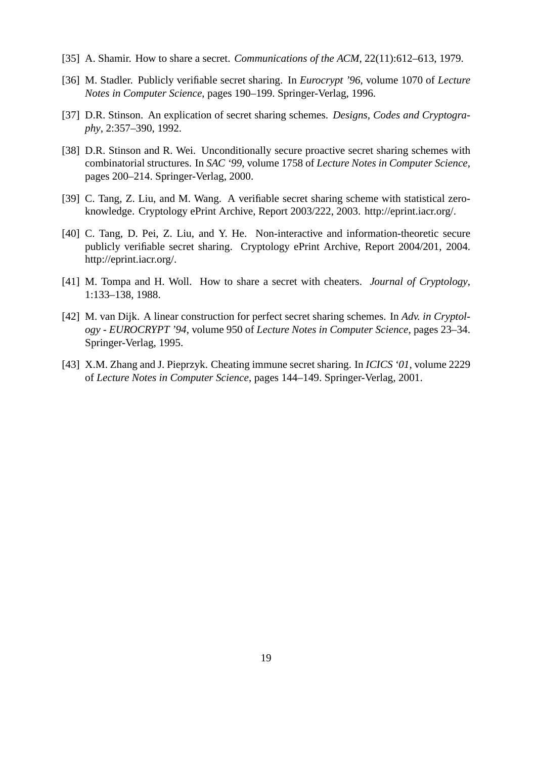[35] A. Shamir. How to share a secret. *Communications of the ACM*, 22(11):612–613, 1979.

[36] M. Stadler. Publicly verifiable secret sharing. In *Eurocrypt '96*, volume 1070 of *Lecture Notes in Computer Science*, pages 190–199. Springer-Verlag, 1996.

[37] D.R. Stinson. An explication of secret sharing schemes. *Designs, Codes and Cryptography*, 2:357–390, 1992.

[38] D.R. Stinson and R. Wei. Unconditionally secure proactive secret sharing schemes with combinatorial structures. In *SAC '99*, volume 1758 of *Lecture Notes in Computer Science*, pages 200–214. Springer-Verlag, 2000.

[39] C. Tang, Z. Liu, and M. Wang. A verifiable secret sharing scheme with statistical zero-knowledge. Cryptology ePrint Archive, Report 2003/222, 2003. http://eprint.iacr.org/.

[40] C. Tang, D. Pei, Z. Liu, and Y. He. Non-interactive and information-theoretic secure publicly verifiable secret sharing. Cryptology ePrint Archive, Report 2004/201, 2004. http://eprint.iacr.org/.

[41] M. Tompa and H. Woll. How to share a secret with cheaters. *Journal of Cryptology*, 1:133–138, 1988.

[42] M. van Dijk. A linear construction for perfect secret sharing schemes. In *Adv. in Cryptology - EUROCRYPT '94*, volume 950 of *Lecture Notes in Computer Science*, pages 23–34. Springer-Verlag, 1995.

[43] X.M. Zhang and J. Pieprzyk. Cheating immune secret sharing. In *ICICS '01*, volume 2229 of *Lecture Notes in Computer Science*, pages 144–149. Springer-Verlag, 2001.